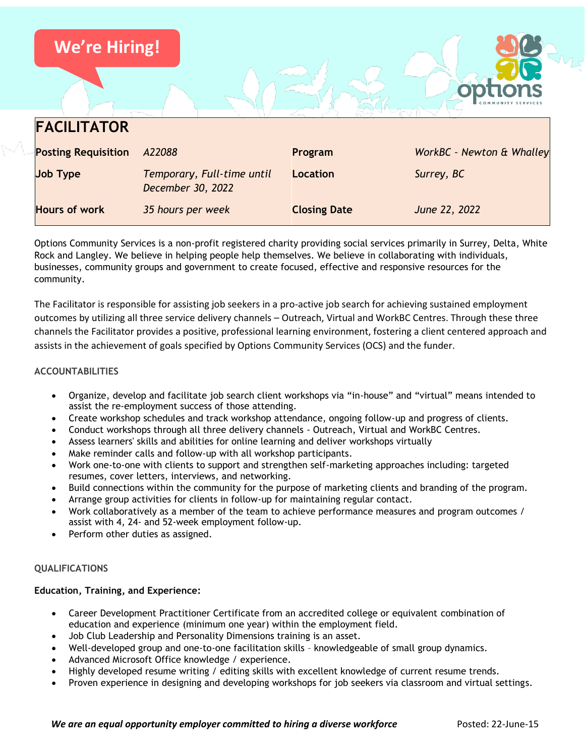We're Hiring!

# FACILITATOR

| Posting Requisition | A22088 | Program | WorkBC - Newton & Whalley |
|---|---|---|---|
| Job Type | Temporary, Full-time until December 30, 2022 | Location | Surrey, BC |
| Hours of work | 35 hours per week | Closing Date | June 22, 2022 |

Options Community Services is a non-profit registered charity providing social services primarily in Surrey, Delta, White Rock and Langley. We believe in helping people help themselves. We believe in collaborating with individuals, businesses, community groups and government to create focused, effective and responsive resources for the community.

The Facilitator is responsible for assisting job seekers in a pro-active job search for achieving sustained employment outcomes by utilizing all three service delivery channels – Outreach, Virtual and WorkBC Centres. Through these three channels the Facilitator provides a positive, professional learning environment, fostering a client centered approach and assists in the achievement of goals specified by Options Community Services (OCS) and the funder.

## ACCOUNTABILITIES

- Organize, develop and facilitate job search client workshops via "in-house" and "virtual" means intended to assist the re-employment success of those attending.
- Create workshop schedules and track workshop attendance, ongoing follow-up and progress of clients.
- Conduct workshops through all three delivery channels - Outreach, Virtual and WorkBC Centres.
- Assess learners' skills and abilities for online learning and deliver workshops virtually
- Make reminder calls and follow-up with all workshop participants.
- Work one-to-one with clients to support and strengthen self-marketing approaches including: targeted resumes, cover letters, interviews, and networking.
- Build connections within the community for the purpose of marketing clients and branding of the program.
- Arrange group activities for clients in follow-up for maintaining regular contact.
- Work collaboratively as a member of the team to achieve performance measures and program outcomes / assist with 4, 24- and 52-week employment follow-up.
- Perform other duties as assigned.

## QUALIFICATIONS

**Education, Training, and Experience:**

- Career Development Practitioner Certificate from an accredited college or equivalent combination of education and experience (minimum one year) within the employment field.
- Job Club Leadership and Personality Dimensions training is an asset.
- Well-developed group and one-to-one facilitation skills – knowledgeable of small group dynamics.
- Advanced Microsoft Office knowledge / experience.
- Highly developed resume writing / editing skills with excellent knowledge of current resume trends.
- Proven experience in designing and developing workshops for job seekers via classroom and virtual settings.

***We are an equal opportunity employer committed to hiring a diverse workforce***

Posted: 22-June-15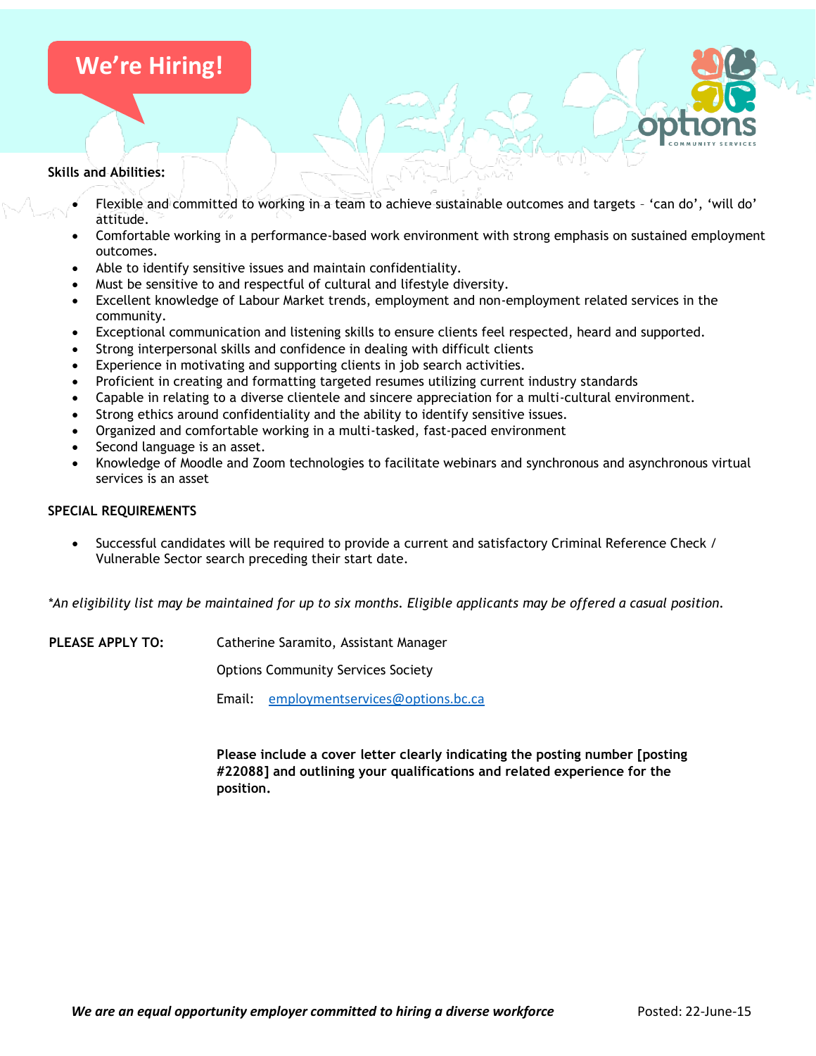We're Hiring!

**Skills and Abilities:**

- Flexible and committed to working in a team to achieve sustainable outcomes and targets – 'can do', 'will do' attitude.
- Comfortable working in a performance-based work environment with strong emphasis on sustained employment outcomes.
- Able to identify sensitive issues and maintain confidentiality.
- Must be sensitive to and respectful of cultural and lifestyle diversity.
- Excellent knowledge of Labour Market trends, employment and non-employment related services in the community.
- Exceptional communication and listening skills to ensure clients feel respected, heard and supported.
- Strong interpersonal skills and confidence in dealing with difficult clients
- Experience in motivating and supporting clients in job search activities.
- Proficient in creating and formatting targeted resumes utilizing current industry standards
- Capable in relating to a diverse clientele and sincere appreciation for a multi-cultural environment.
- Strong ethics around confidentiality and the ability to identify sensitive issues.
- Organized and comfortable working in a multi-tasked, fast-paced environment
- Second language is an asset.
- Knowledge of Moodle and Zoom technologies to facilitate webinars and synchronous and asynchronous virtual services is an asset

**SPECIAL REQUIREMENTS**

- Successful candidates will be required to provide a current and satisfactory Criminal Reference Check / Vulnerable Sector search preceding their start date.

*\*An eligibility list may be maintained for up to six months. Eligible applicants may be offered a casual position.*

**PLEASE APPLY TO:** Catherine Saramito, Assistant Manager

Options Community Services Society

Email: employmentservices@options.bc.ca

**Please include a cover letter clearly indicating the posting number [posting #22088] and outlining your qualifications and related experience for the position.**

***We are an equal opportunity employer committed to hiring a diverse workforce***

Posted: 22-June-15